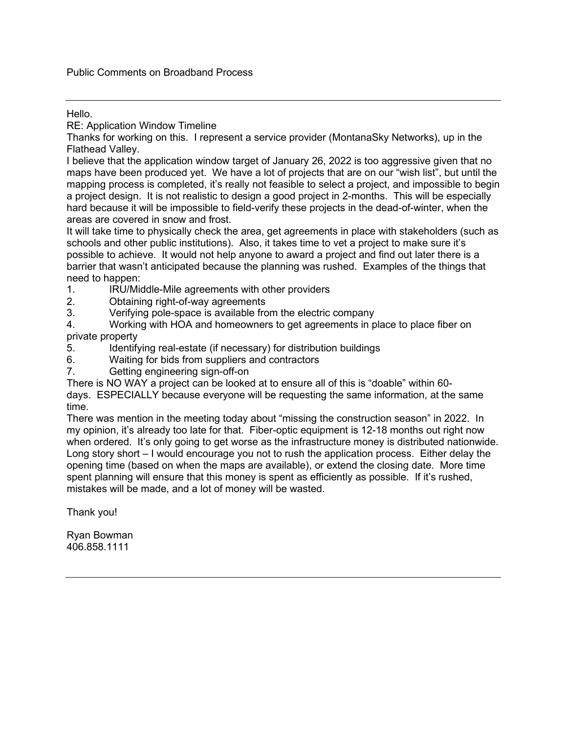Public Comments on Broadband Process

---

Hello.

RE: Application Window Timeline

Thanks for working on this. I represent a service provider (MontanaSky Networks), up in the Flathead Valley.

I believe that the application window target of January 26, 2022 is too aggressive given that no maps have been produced yet. We have a lot of projects that are on our "wish list", but until the mapping process is completed, it's really not feasible to select a project, and impossible to begin a project design. It is not realistic to design a good project in 2-months. This will be especially hard because it will be impossible to field-verify these projects in the dead-of-winter, when the areas are covered in snow and frost.

It will take time to physically check the area, get agreements in place with stakeholders (such as schools and other public institutions). Also, it takes time to vet a project to make sure it's possible to achieve. It would not help anyone to award a project and find out later there is a barrier that wasn't anticipated because the planning was rushed. Examples of the things that need to happen:

1. IRU/Middle-Mile agreements with other providers
2. Obtaining right-of-way agreements
3. Verifying pole-space is available from the electric company
4. Working with HOA and homeowners to get agreements in place to place fiber on private property
5. Identifying real-estate (if necessary) for distribution buildings
6. Waiting for bids from suppliers and contractors
7. Getting engineering sign-off-on

There is NO WAY a project can be looked at to ensure all of this is "doable" within 60-days. ESPECIALLY because everyone will be requesting the same information, at the same time.

There was mention in the meeting today about "missing the construction season" in 2022. In my opinion, it's already too late for that. Fiber-optic equipment is 12-18 months out right now when ordered. It's only going to get worse as the infrastructure money is distributed nationwide.

Long story short – I would encourage you not to rush the application process. Either delay the opening time (based on when the maps are available), or extend the closing date. More time spent planning will ensure that this money is spent as efficiently as possible. If it's rushed, mistakes will be made, and a lot of money will be wasted.

Thank you!

Ryan Bowman
406.858.1111

---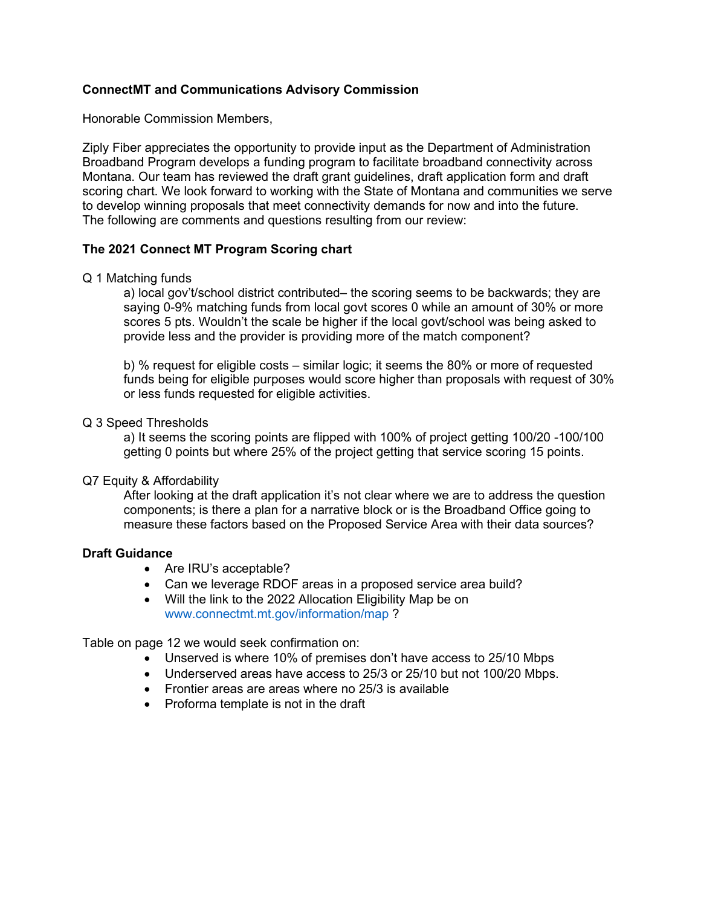**ConnectMT and Communications Advisory Commission**

Honorable Commission Members,

Ziply Fiber appreciates the opportunity to provide input as the Department of Administration Broadband Program develops a funding program to facilitate broadband connectivity across Montana. Our team has reviewed the draft grant guidelines, draft application form and draft scoring chart. We look forward to working with the State of Montana and communities we serve to develop winning proposals that meet connectivity demands for now and into the future. The following are comments and questions resulting from our review:

**The 2021 Connect MT Program Scoring chart**

Q 1 Matching funds

> a) local gov't/school district contributed– the scoring seems to be backwards; they are saying 0-9% matching funds from local govt scores 0 while an amount of 30% or more scores 5 pts. Wouldn't the scale be higher if the local govt/school was being asked to provide less and the provider is providing more of the match component?
>
> b) % request for eligible costs – similar logic; it seems the 80% or more of requested funds being for eligible purposes would score higher than proposals with request of 30% or less funds requested for eligible activities.

Q 3 Speed Thresholds

> a) It seems the scoring points are flipped with 100% of project getting 100/20 -100/100 getting 0 points but where 25% of the project getting that service scoring 15 points.

Q7 Equity & Affordability

> After looking at the draft application it's not clear where we are to address the question components; is there a plan for a narrative block or is the Broadband Office going to measure these factors based on the Proposed Service Area with their data sources?

**Draft Guidance**

- Are IRU's acceptable?
- Can we leverage RDOF areas in a proposed service area build?
- Will the link to the 2022 Allocation Eligibility Map be on www.connectmt.mt.gov/information/map ?

Table on page 12 we would seek confirmation on:

- Unserved is where 10% of premises don't have access to 25/10 Mbps
- Underserved areas have access to 25/3 or 25/10 but not 100/20 Mbps.
- Frontier areas are areas where no 25/3 is available
- Proforma template is not in the draft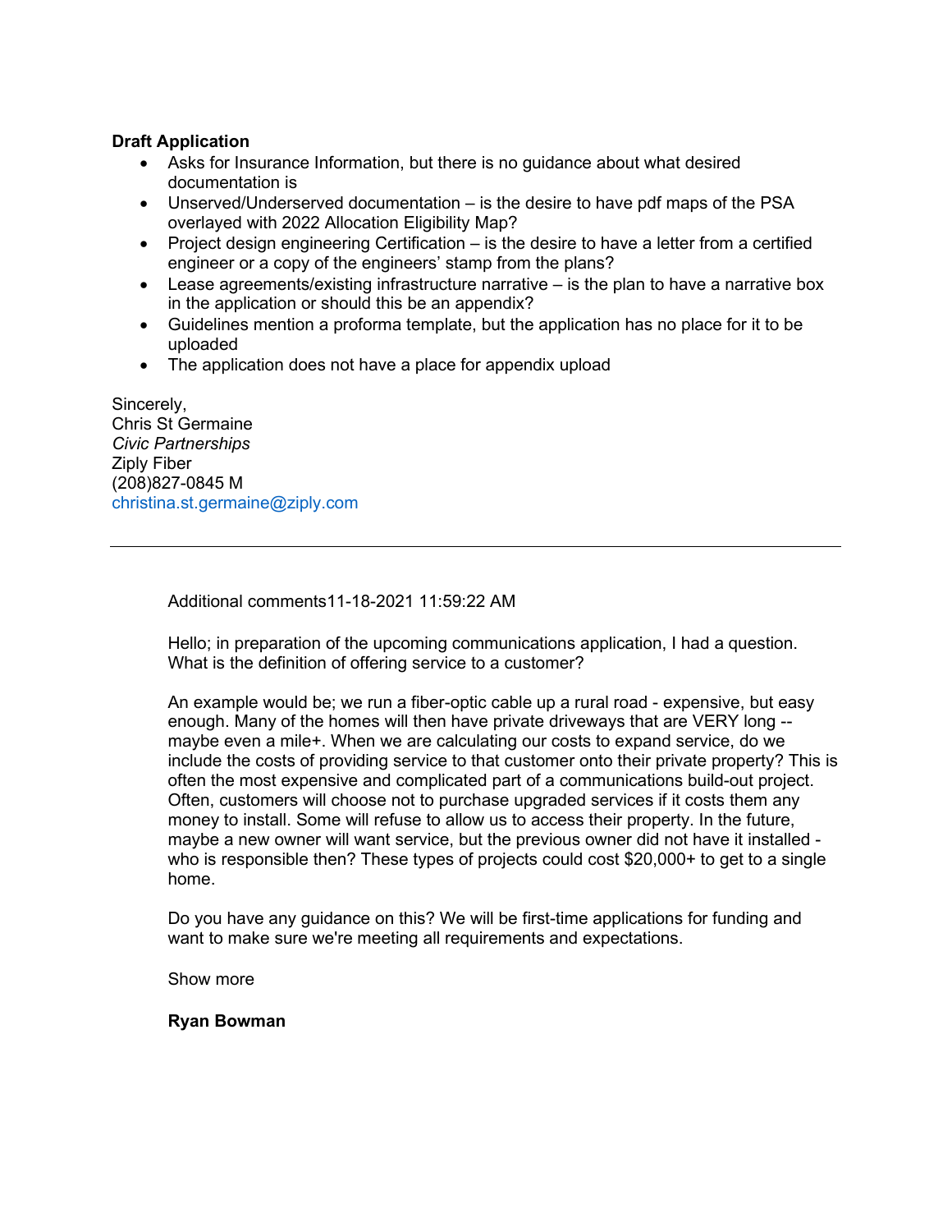**Draft Application**

- Asks for Insurance Information, but there is no guidance about what desired documentation is
- Unserved/Underserved documentation – is the desire to have pdf maps of the PSA overlayed with 2022 Allocation Eligibility Map?
- Project design engineering Certification – is the desire to have a letter from a certified engineer or a copy of the engineers' stamp from the plans?
- Lease agreements/existing infrastructure narrative – is the plan to have a narrative box in the application or should this be an appendix?
- Guidelines mention a proforma template, but the application has no place for it to be uploaded
- The application does not have a place for appendix upload

Sincerely,
Chris St Germaine
*Civic Partnerships*
Ziply Fiber
(208)827-0845 M
christina.st.germaine@ziply.com

---

Additional comments11-18-2021 11:59:22 AM

Hello; in preparation of the upcoming communications application, I had a question. What is the definition of offering service to a customer?

An example would be; we run a fiber-optic cable up a rural road - expensive, but easy enough. Many of the homes will then have private driveways that are VERY long -- maybe even a mile+. When we are calculating our costs to expand service, do we include the costs of providing service to that customer onto their private property? This is often the most expensive and complicated part of a communications build-out project. Often, customers will choose not to purchase upgraded services if it costs them any money to install. Some will refuse to allow us to access their property. In the future, maybe a new owner will want service, but the previous owner did not have it installed - who is responsible then? These types of projects could cost $20,000+ to get to a single home.

Do you have any guidance on this? We will be first-time applications for funding and want to make sure we're meeting all requirements and expectations.

Show more

**Ryan Bowman**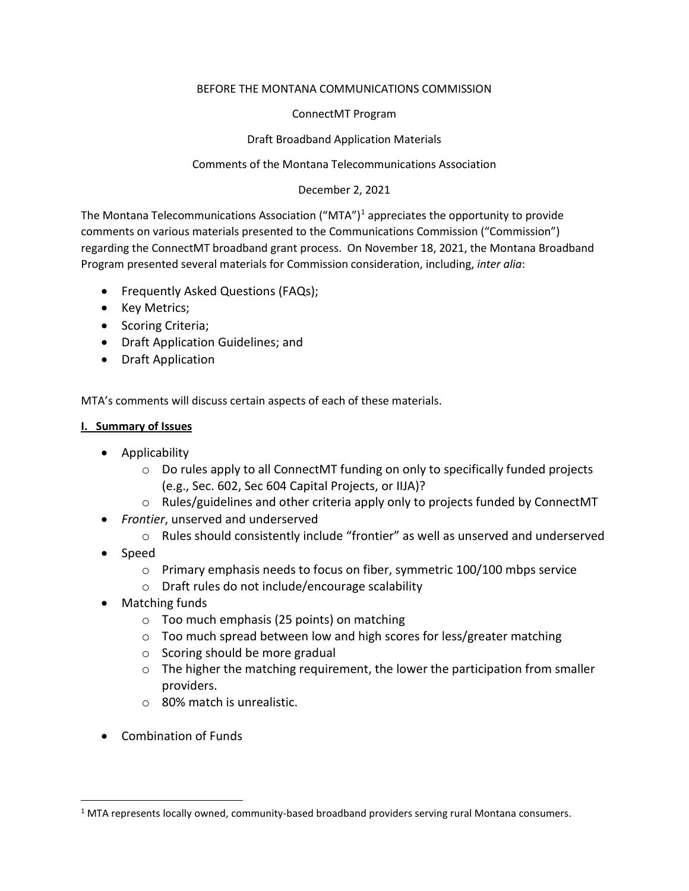BEFORE THE MONTANA COMMUNICATIONS COMMISSION

ConnectMT Program

Draft Broadband Application Materials

Comments of the Montana Telecommunications Association

December 2, 2021

The Montana Telecommunications Association ("MTA")[1] appreciates the opportunity to provide comments on various materials presented to the Communications Commission ("Commission") regarding the ConnectMT broadband grant process. On November 18, 2021, the Montana Broadband Program presented several materials for Commission consideration, including, *inter alia*:

- Frequently Asked Questions (FAQs);
- Key Metrics;
- Scoring Criteria;
- Draft Application Guidelines; and
- Draft Application

MTA's comments will discuss certain aspects of each of these materials.

## **I. Summary of Issues**

- Applicability
  - Do rules apply to all ConnectMT funding on only to specifically funded projects (e.g., Sec. 602, Sec 604 Capital Projects, or IIJA)?
  - Rules/guidelines and other criteria apply only to projects funded by ConnectMT
- *Frontier*, unserved and underserved
  - Rules should consistently include "frontier" as well as unserved and underserved
- Speed
  - Primary emphasis needs to focus on fiber, symmetric 100/100 mbps service
  - Draft rules do not include/encourage scalability
- Matching funds
  - Too much emphasis (25 points) on matching
  - Too much spread between low and high scores for less/greater matching
  - Scoring should be more gradual
  - The higher the matching requirement, the lower the participation from smaller providers.
  - 80% match is unrealistic.
- Combination of Funds

[1] MTA represents locally owned, community-based broadband providers serving rural Montana consumers.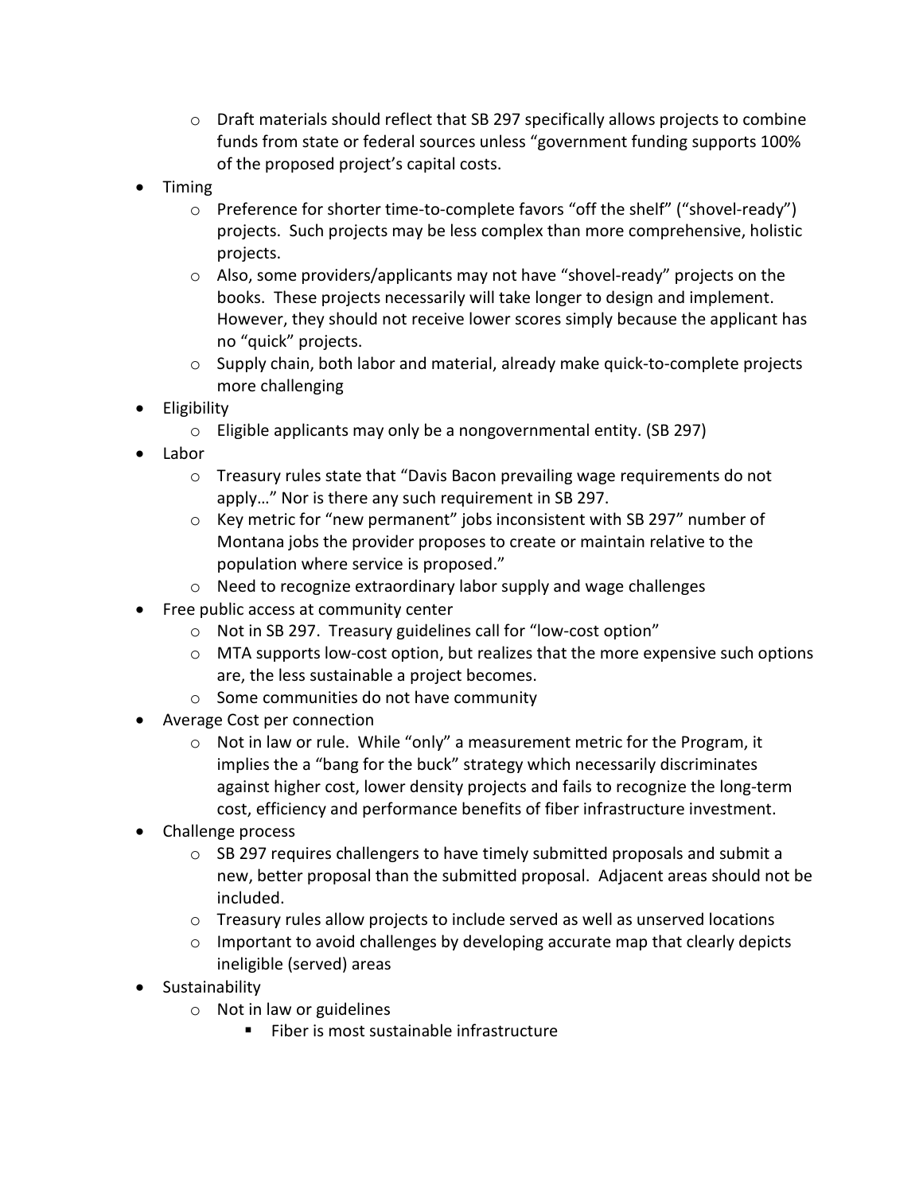- Draft materials should reflect that SB 297 specifically allows projects to combine funds from state or federal sources unless "government funding supports 100% of the proposed project's capital costs.
- Timing
  - Preference for shorter time-to-complete favors "off the shelf" ("shovel-ready") projects. Such projects may be less complex than more comprehensive, holistic projects.
  - Also, some providers/applicants may not have "shovel-ready" projects on the books. These projects necessarily will take longer to design and implement. However, they should not receive lower scores simply because the applicant has no "quick" projects.
  - Supply chain, both labor and material, already make quick-to-complete projects more challenging
- Eligibility
  - Eligible applicants may only be a nongovernmental entity. (SB 297)
- Labor
  - Treasury rules state that "Davis Bacon prevailing wage requirements do not apply…" Nor is there any such requirement in SB 297.
  - Key metric for "new permanent" jobs inconsistent with SB 297" number of Montana jobs the provider proposes to create or maintain relative to the population where service is proposed."
  - Need to recognize extraordinary labor supply and wage challenges
- Free public access at community center
  - Not in SB 297. Treasury guidelines call for "low-cost option"
  - MTA supports low-cost option, but realizes that the more expensive such options are, the less sustainable a project becomes.
  - Some communities do not have community
- Average Cost per connection
  - Not in law or rule. While "only" a measurement metric for the Program, it implies the a "bang for the buck" strategy which necessarily discriminates against higher cost, lower density projects and fails to recognize the long-term cost, efficiency and performance benefits of fiber infrastructure investment.
- Challenge process
  - SB 297 requires challengers to have timely submitted proposals and submit a new, better proposal than the submitted proposal. Adjacent areas should not be included.
  - Treasury rules allow projects to include served as well as unserved locations
  - Important to avoid challenges by developing accurate map that clearly depicts ineligible (served) areas
- Sustainability
  - Not in law or guidelines
    - Fiber is most sustainable infrastructure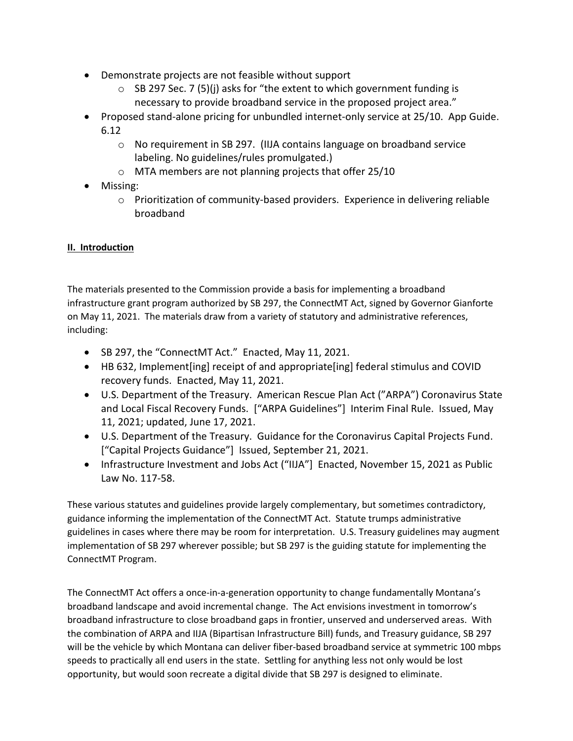- Demonstrate projects are not feasible without support
  - SB 297 Sec. 7 (5)(j) asks for "the extent to which government funding is necessary to provide broadband service in the proposed project area."
- Proposed stand-alone pricing for unbundled internet-only service at 25/10. App Guide. 6.12
  - No requirement in SB 297. (IIJA contains language on broadband service labeling. No guidelines/rules promulgated.)
  - MTA members are not planning projects that offer 25/10
- Missing:
  - Prioritization of community-based providers. Experience in delivering reliable broadband

## II. Introduction

The materials presented to the Commission provide a basis for implementing a broadband infrastructure grant program authorized by SB 297, the ConnectMT Act, signed by Governor Gianforte on May 11, 2021. The materials draw from a variety of statutory and administrative references, including:

- SB 297, the "ConnectMT Act." Enacted, May 11, 2021.
- HB 632, Implement[ing] receipt of and appropriate[ing] federal stimulus and COVID recovery funds. Enacted, May 11, 2021.
- U.S. Department of the Treasury. American Rescue Plan Act ("ARPA") Coronavirus State and Local Fiscal Recovery Funds. ["ARPA Guidelines"] Interim Final Rule. Issued, May 11, 2021; updated, June 17, 2021.
- U.S. Department of the Treasury. Guidance for the Coronavirus Capital Projects Fund. ["Capital Projects Guidance"] Issued, September 21, 2021.
- Infrastructure Investment and Jobs Act ("IIJA"] Enacted, November 15, 2021 as Public Law No. 117-58.

These various statutes and guidelines provide largely complementary, but sometimes contradictory, guidance informing the implementation of the ConnectMT Act. Statute trumps administrative guidelines in cases where there may be room for interpretation. U.S. Treasury guidelines may augment implementation of SB 297 wherever possible; but SB 297 is the guiding statute for implementing the ConnectMT Program.

The ConnectMT Act offers a once-in-a-generation opportunity to change fundamentally Montana's broadband landscape and avoid incremental change. The Act envisions investment in tomorrow's broadband infrastructure to close broadband gaps in frontier, unserved and underserved areas. With the combination of ARPA and IIJA (Bipartisan Infrastructure Bill) funds, and Treasury guidance, SB 297 will be the vehicle by which Montana can deliver fiber-based broadband service at symmetric 100 mbps speeds to practically all end users in the state. Settling for anything less not only would be lost opportunity, but would soon recreate a digital divide that SB 297 is designed to eliminate.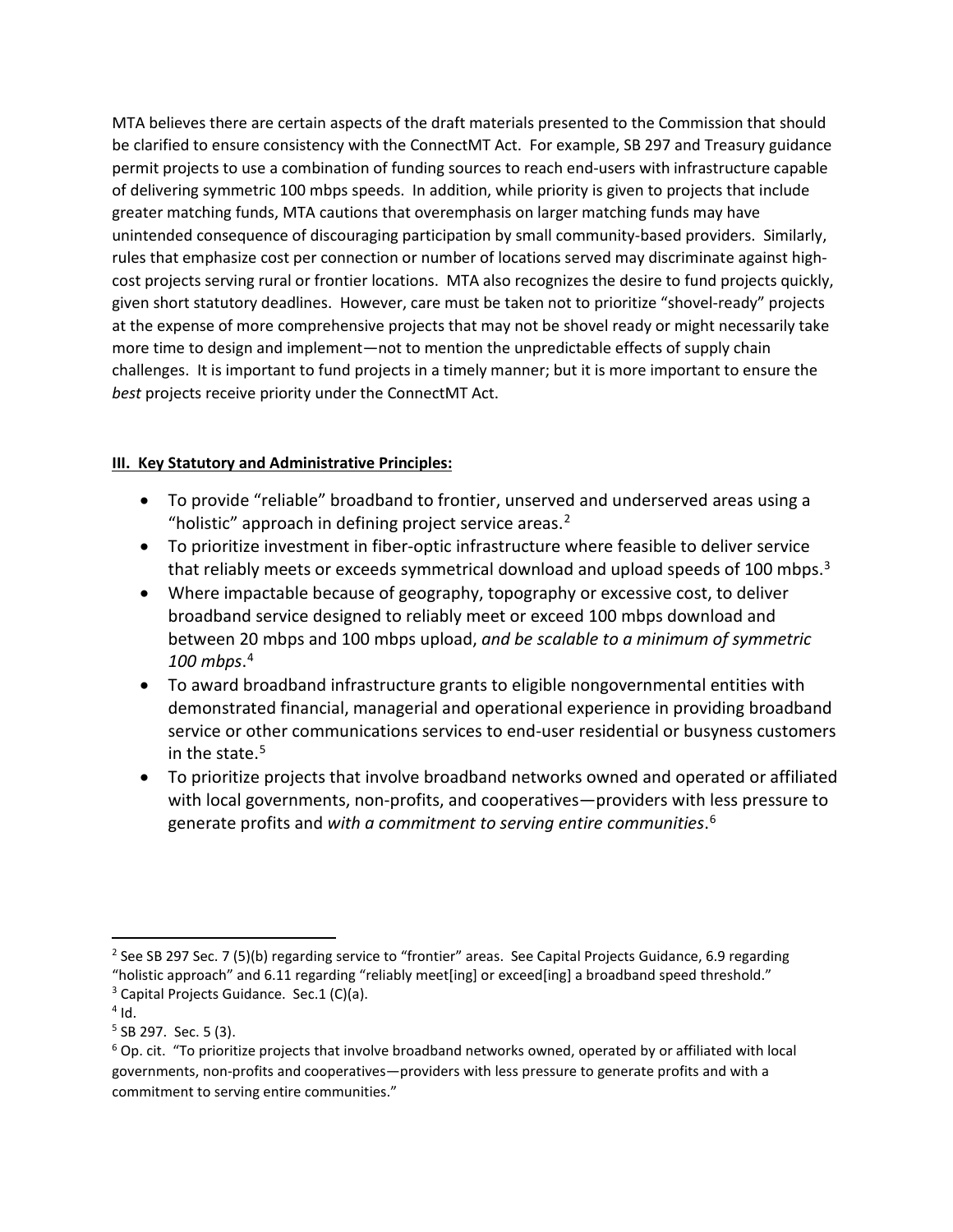MTA believes there are certain aspects of the draft materials presented to the Commission that should be clarified to ensure consistency with the ConnectMT Act. For example, SB 297 and Treasury guidance permit projects to use a combination of funding sources to reach end-users with infrastructure capable of delivering symmetric 100 mbps speeds. In addition, while priority is given to projects that include greater matching funds, MTA cautions that overemphasis on larger matching funds may have unintended consequence of discouraging participation by small community-based providers. Similarly, rules that emphasize cost per connection or number of locations served may discriminate against high-cost projects serving rural or frontier locations. MTA also recognizes the desire to fund projects quickly, given short statutory deadlines. However, care must be taken not to prioritize "shovel-ready" projects at the expense of more comprehensive projects that may not be shovel ready or might necessarily take more time to design and implement—not to mention the unpredictable effects of supply chain challenges. It is important to fund projects in a timely manner; but it is more important to ensure the *best* projects receive priority under the ConnectMT Act.

**III. Key Statutory and Administrative Principles:**

- To provide "reliable" broadband to frontier, unserved and underserved areas using a "holistic" approach in defining project service areas.[2]
- To prioritize investment in fiber-optic infrastructure where feasible to deliver service that reliably meets or exceeds symmetrical download and upload speeds of 100 mbps.[3]
- Where impactable because of geography, topography or excessive cost, to deliver broadband service designed to reliably meet or exceed 100 mbps download and between 20 mbps and 100 mbps upload, *and be scalable to a minimum of symmetric 100 mbps*.[4]
- To award broadband infrastructure grants to eligible nongovernmental entities with demonstrated financial, managerial and operational experience in providing broadband service or other communications services to end-user residential or busyness customers in the state.[5]
- To prioritize projects that involve broadband networks owned and operated or affiliated with local governments, non-profits, and cooperatives—providers with less pressure to generate profits and *with a commitment to serving entire communities*.[6]

---

[2] See SB 297 Sec. 7 (5)(b) regarding service to "frontier" areas. See Capital Projects Guidance, 6.9 regarding "holistic approach" and 6.11 regarding "reliably meet[ing] or exceed[ing] a broadband speed threshold."

[3] Capital Projects Guidance. Sec.1 (C)(a).

[4] Id.

[5] SB 297. Sec. 5 (3).

[6] Op. cit. "To prioritize projects that involve broadband networks owned, operated by or affiliated with local governments, non-profits and cooperatives—providers with less pressure to generate profits and with a commitment to serving entire communities."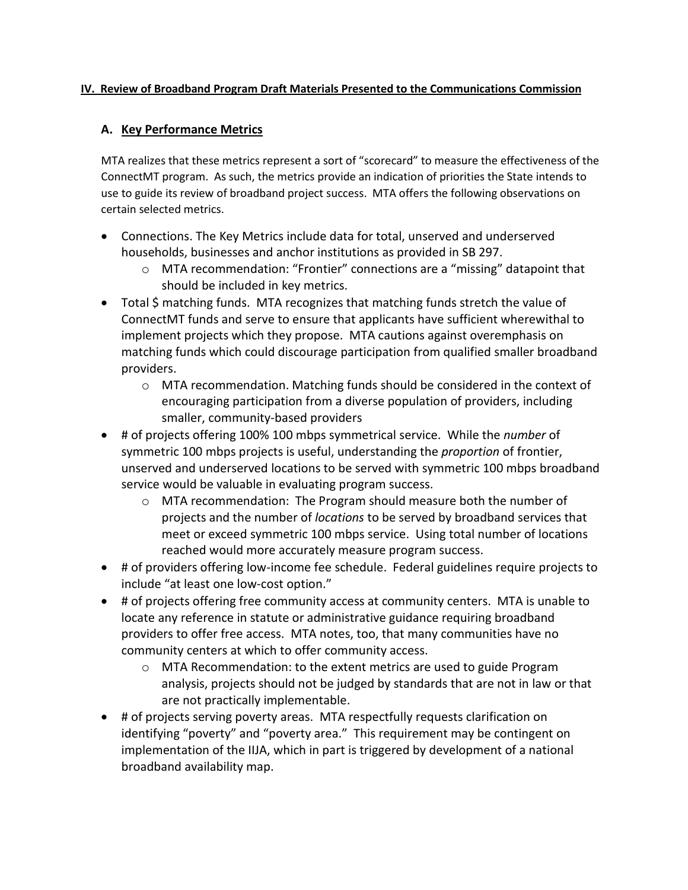## IV. Review of Broadband Program Draft Materials Presented to the Communications Commission

### A. Key Performance Metrics

MTA realizes that these metrics represent a sort of "scorecard" to measure the effectiveness of the ConnectMT program. As such, the metrics provide an indication of priorities the State intends to use to guide its review of broadband project success. MTA offers the following observations on certain selected metrics.

- Connections. The Key Metrics include data for total, unserved and underserved households, businesses and anchor institutions as provided in SB 297.
  - MTA recommendation: "Frontier" connections are a "missing" datapoint that should be included in key metrics.
- Total $ matching funds. MTA recognizes that matching funds stretch the value of ConnectMT funds and serve to ensure that applicants have sufficient wherewithal to implement projects which they propose. MTA cautions against overemphasis on matching funds which could discourage participation from qualified smaller broadband providers.
  - MTA recommendation. Matching funds should be considered in the context of encouraging participation from a diverse population of providers, including smaller, community-based providers
- # of projects offering 100% 100 mbps symmetrical service. While the *number* of symmetric 100 mbps projects is useful, understanding the *proportion* of frontier, unserved and underserved locations to be served with symmetric 100 mbps broadband service would be valuable in evaluating program success.
  - MTA recommendation: The Program should measure both the number of projects and the number of *locations* to be served by broadband services that meet or exceed symmetric 100 mbps service. Using total number of locations reached would more accurately measure program success.
- # of providers offering low-income fee schedule. Federal guidelines require projects to include "at least one low-cost option."
- # of projects offering free community access at community centers. MTA is unable to locate any reference in statute or administrative guidance requiring broadband providers to offer free access. MTA notes, too, that many communities have no community centers at which to offer community access.
  - MTA Recommendation: to the extent metrics are used to guide Program analysis, projects should not be judged by standards that are not in law or that are not practically implementable.
- # of projects serving poverty areas. MTA respectfully requests clarification on identifying "poverty" and "poverty area." This requirement may be contingent on implementation of the IIJA, which in part is triggered by development of a national broadband availability map.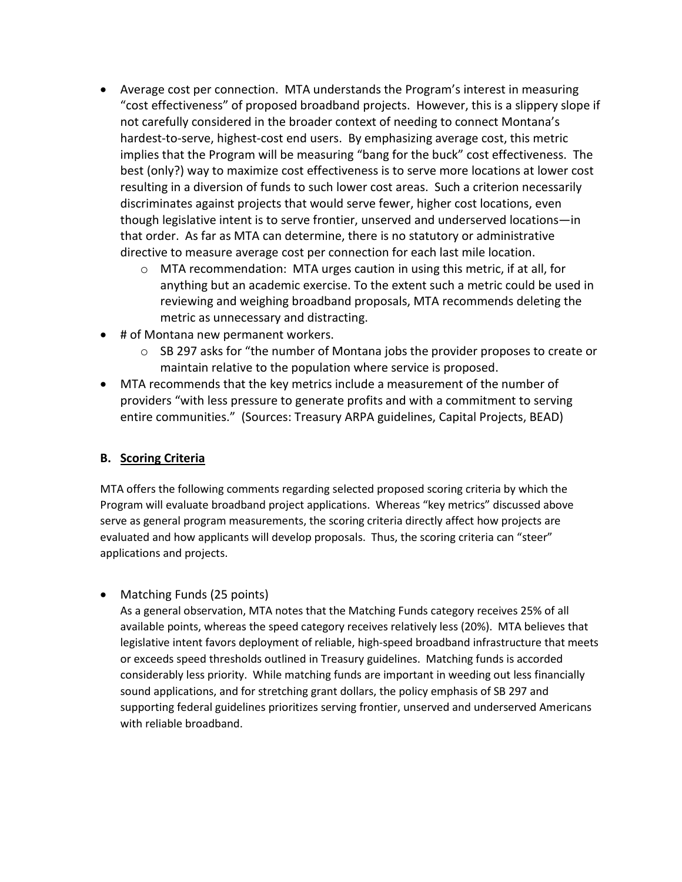- Average cost per connection. MTA understands the Program's interest in measuring "cost effectiveness" of proposed broadband projects. However, this is a slippery slope if not carefully considered in the broader context of needing to connect Montana's hardest-to-serve, highest-cost end users. By emphasizing average cost, this metric implies that the Program will be measuring "bang for the buck" cost effectiveness. The best (only?) way to maximize cost effectiveness is to serve more locations at lower cost resulting in a diversion of funds to such lower cost areas. Such a criterion necessarily discriminates against projects that would serve fewer, higher cost locations, even though legislative intent is to serve frontier, unserved and underserved locations—in that order. As far as MTA can determine, there is no statutory or administrative directive to measure average cost per connection for each last mile location.
    - MTA recommendation: MTA urges caution in using this metric, if at all, for anything but an academic exercise. To the extent such a metric could be used in reviewing and weighing broadband proposals, MTA recommends deleting the metric as unnecessary and distracting.
- # of Montana new permanent workers.
    - SB 297 asks for "the number of Montana jobs the provider proposes to create or maintain relative to the population where service is proposed.
- MTA recommends that the key metrics include a measurement of the number of providers "with less pressure to generate profits and with a commitment to serving entire communities." (Sources: Treasury ARPA guidelines, Capital Projects, BEAD)

## B. Scoring Criteria

MTA offers the following comments regarding selected proposed scoring criteria by which the Program will evaluate broadband project applications. Whereas "key metrics" discussed above serve as general program measurements, the scoring criteria directly affect how projects are evaluated and how applicants will develop proposals. Thus, the scoring criteria can "steer" applications and projects.

- Matching Funds (25 points)

  As a general observation, MTA notes that the Matching Funds category receives 25% of all available points, whereas the speed category receives relatively less (20%). MTA believes that legislative intent favors deployment of reliable, high-speed broadband infrastructure that meets or exceeds speed thresholds outlined in Treasury guidelines. Matching funds is accorded considerably less priority. While matching funds are important in weeding out less financially sound applications, and for stretching grant dollars, the policy emphasis of SB 297 and supporting federal guidelines prioritizes serving frontier, unserved and underserved Americans with reliable broadband.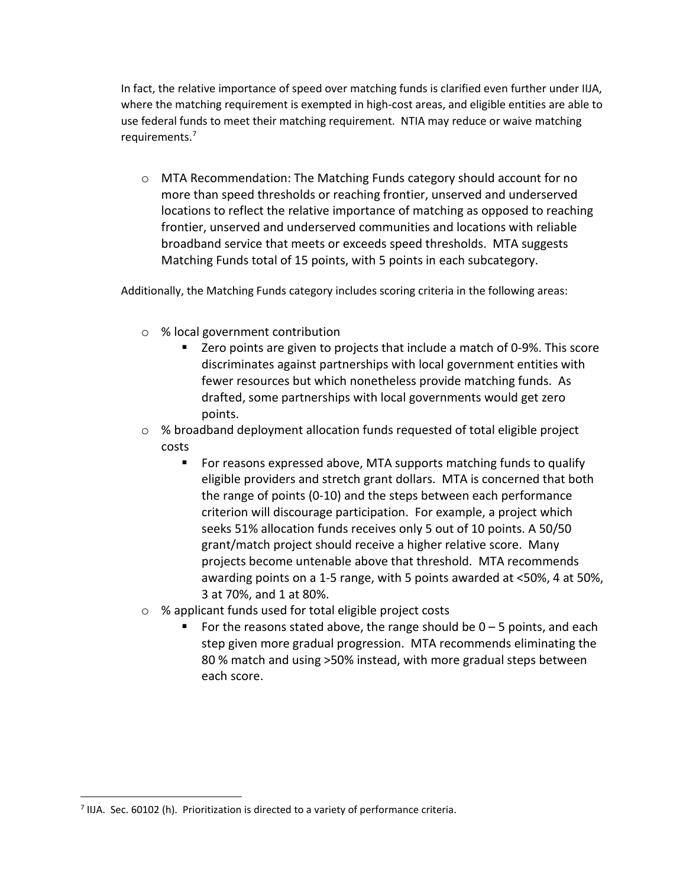In fact, the relative importance of speed over matching funds is clarified even further under IIJA, where the matching requirement is exempted in high-cost areas, and eligible entities are able to use federal funds to meet their matching requirement. NTIA may reduce or waive matching requirements.[7]

- MTA Recommendation: The Matching Funds category should account for no more than speed thresholds or reaching frontier, unserved and underserved locations to reflect the relative importance of matching as opposed to reaching frontier, unserved and underserved communities and locations with reliable broadband service that meets or exceeds speed thresholds. MTA suggests Matching Funds total of 15 points, with 5 points in each subcategory.

Additionally, the Matching Funds category includes scoring criteria in the following areas:

- % local government contribution
  - Zero points are given to projects that include a match of 0-9%. This score discriminates against partnerships with local government entities with fewer resources but which nonetheless provide matching funds. As drafted, some partnerships with local governments would get zero points.
- % broadband deployment allocation funds requested of total eligible project costs
  - For reasons expressed above, MTA supports matching funds to qualify eligible providers and stretch grant dollars. MTA is concerned that both the range of points (0-10) and the steps between each performance criterion will discourage participation. For example, a project which seeks 51% allocation funds receives only 5 out of 10 points. A 50/50 grant/match project should receive a higher relative score. Many projects become untenable above that threshold. MTA recommends awarding points on a 1-5 range, with 5 points awarded at <50%, 4 at 50%, 3 at 70%, and 1 at 80%.
- % applicant funds used for total eligible project costs
  - For the reasons stated above, the range should be 0 – 5 points, and each step given more gradual progression. MTA recommends eliminating the 80 % match and using >50% instead, with more gradual steps between each score.

[7] IIJA. Sec. 60102 (h). Prioritization is directed to a variety of performance criteria.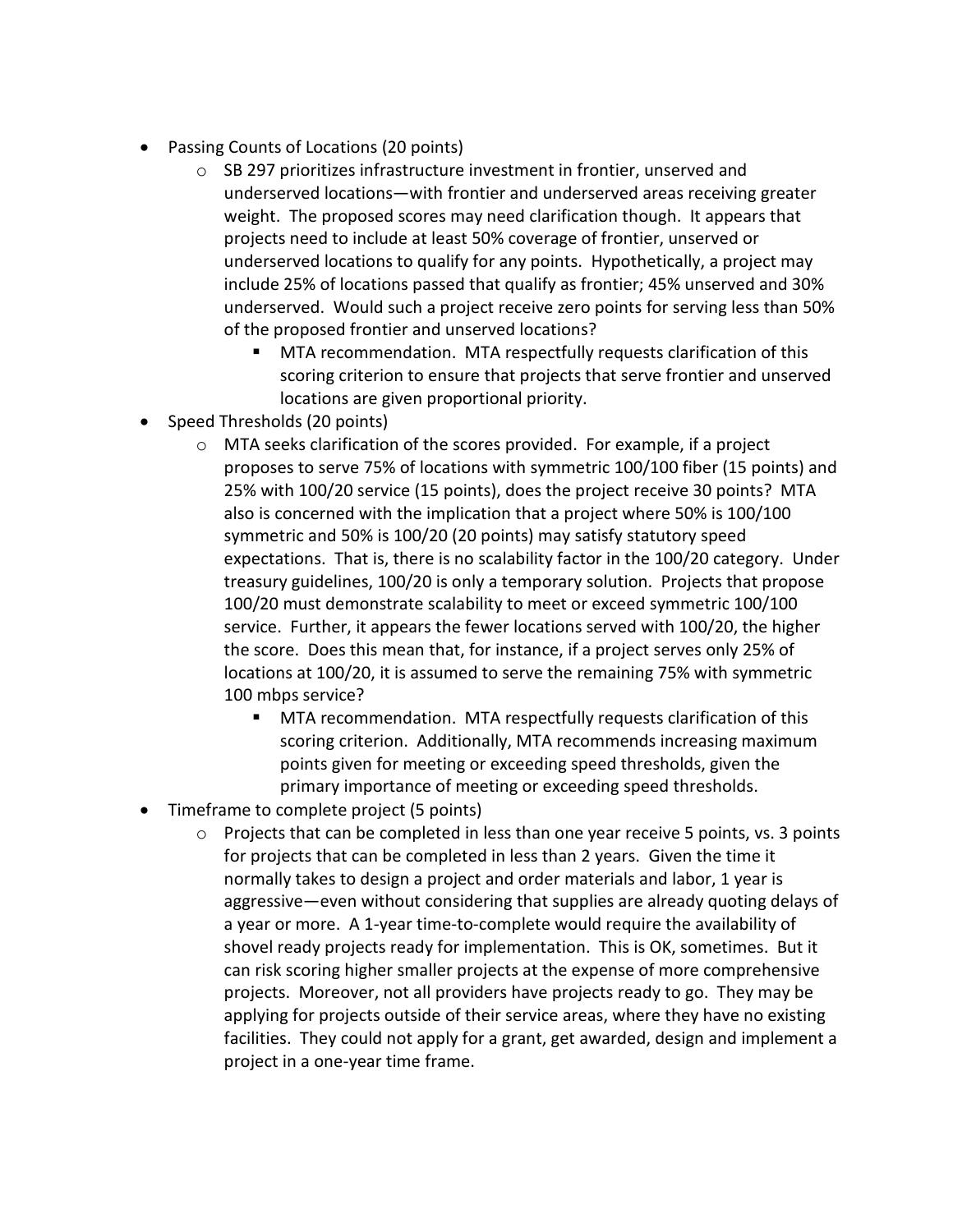- Passing Counts of Locations (20 points)
    - SB 297 prioritizes infrastructure investment in frontier, unserved and underserved locations—with frontier and underserved areas receiving greater weight. The proposed scores may need clarification though. It appears that projects need to include at least 50% coverage of frontier, unserved or underserved locations to qualify for any points. Hypothetically, a project may include 25% of locations passed that qualify as frontier; 45% unserved and 30% underserved. Would such a project receive zero points for serving less than 50% of the proposed frontier and unserved locations?
        - MTA recommendation. MTA respectfully requests clarification of this scoring criterion to ensure that projects that serve frontier and unserved locations are given proportional priority.
- Speed Thresholds (20 points)
    - MTA seeks clarification of the scores provided. For example, if a project proposes to serve 75% of locations with symmetric 100/100 fiber (15 points) and 25% with 100/20 service (15 points), does the project receive 30 points? MTA also is concerned with the implication that a project where 50% is 100/100 symmetric and 50% is 100/20 (20 points) may satisfy statutory speed expectations. That is, there is no scalability factor in the 100/20 category. Under treasury guidelines, 100/20 is only a temporary solution. Projects that propose 100/20 must demonstrate scalability to meet or exceed symmetric 100/100 service. Further, it appears the fewer locations served with 100/20, the higher the score. Does this mean that, for instance, if a project serves only 25% of locations at 100/20, it is assumed to serve the remaining 75% with symmetric 100 mbps service?
        - MTA recommendation. MTA respectfully requests clarification of this scoring criterion. Additionally, MTA recommends increasing maximum points given for meeting or exceeding speed thresholds, given the primary importance of meeting or exceeding speed thresholds.
- Timeframe to complete project (5 points)
    - Projects that can be completed in less than one year receive 5 points, vs. 3 points for projects that can be completed in less than 2 years. Given the time it normally takes to design a project and order materials and labor, 1 year is aggressive—even without considering that supplies are already quoting delays of a year or more. A 1-year time-to-complete would require the availability of shovel ready projects ready for implementation. This is OK, sometimes. But it can risk scoring higher smaller projects at the expense of more comprehensive projects. Moreover, not all providers have projects ready to go. They may be applying for projects outside of their service areas, where they have no existing facilities. They could not apply for a grant, get awarded, design and implement a project in a one-year time frame.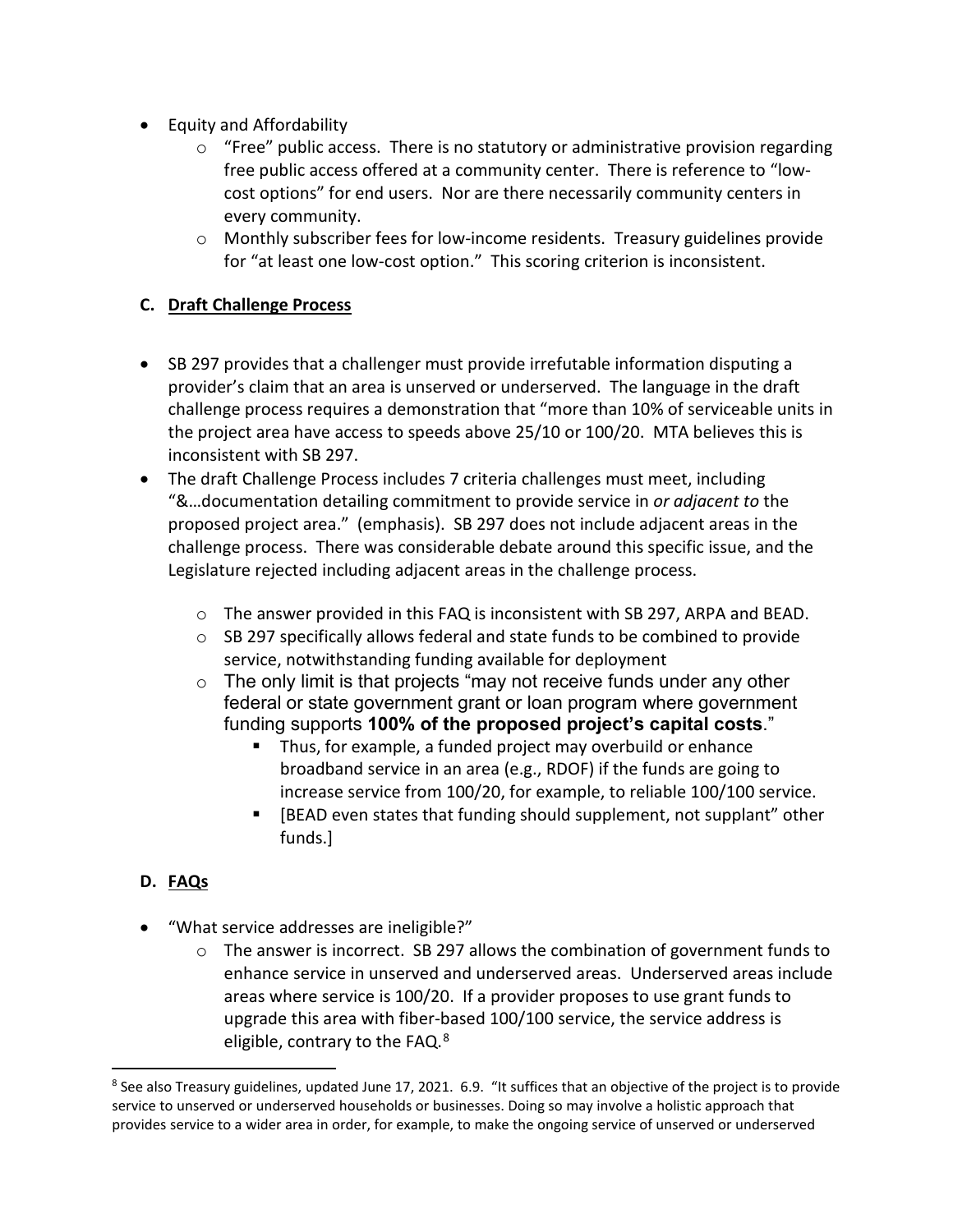- Equity and Affordability
  - "Free" public access. There is no statutory or administrative provision regarding free public access offered at a community center. There is reference to "low-cost options" for end users. Nor are there necessarily community centers in every community.
  - Monthly subscriber fees for low-income residents. Treasury guidelines provide for "at least one low-cost option." This scoring criterion is inconsistent.

**C. Draft Challenge Process**

- SB 297 provides that a challenger must provide irrefutable information disputing a provider's claim that an area is unserved or underserved. The language in the draft challenge process requires a demonstration that "more than 10% of serviceable units in the project area have access to speeds above 25/10 or 100/20. MTA believes this is inconsistent with SB 297.
- The draft Challenge Process includes 7 criteria challenges must meet, including "&…documentation detailing commitment to provide service in *or adjacent to* the proposed project area." (emphasis). SB 297 does not include adjacent areas in the challenge process. There was considerable debate around this specific issue, and the Legislature rejected including adjacent areas in the challenge process.
  - The answer provided in this FAQ is inconsistent with SB 297, ARPA and BEAD.
  - SB 297 specifically allows federal and state funds to be combined to provide service, notwithstanding funding available for deployment
  - The only limit is that projects "may not receive funds under any other federal or state government grant or loan program where government funding supports **100% of the proposed project's capital costs**."
    - Thus, for example, a funded project may overbuild or enhance broadband service in an area (e.g., RDOF) if the funds are going to increase service from 100/20, for example, to reliable 100/100 service.
    - [BEAD even states that funding should supplement, not supplant" other funds.]

**D. FAQs**

- "What service addresses are ineligible?"
  - The answer is incorrect. SB 297 allows the combination of government funds to enhance service in unserved and underserved areas. Underserved areas include areas where service is 100/20. If a provider proposes to use grant funds to upgrade this area with fiber-based 100/100 service, the service address is eligible, contrary to the FAQ.[8]

---

[8] See also Treasury guidelines, updated June 17, 2021. 6.9. "It suffices that an objective of the project is to provide service to unserved or underserved households or businesses. Doing so may involve a holistic approach that provides service to a wider area in order, for example, to make the ongoing service of unserved or underserved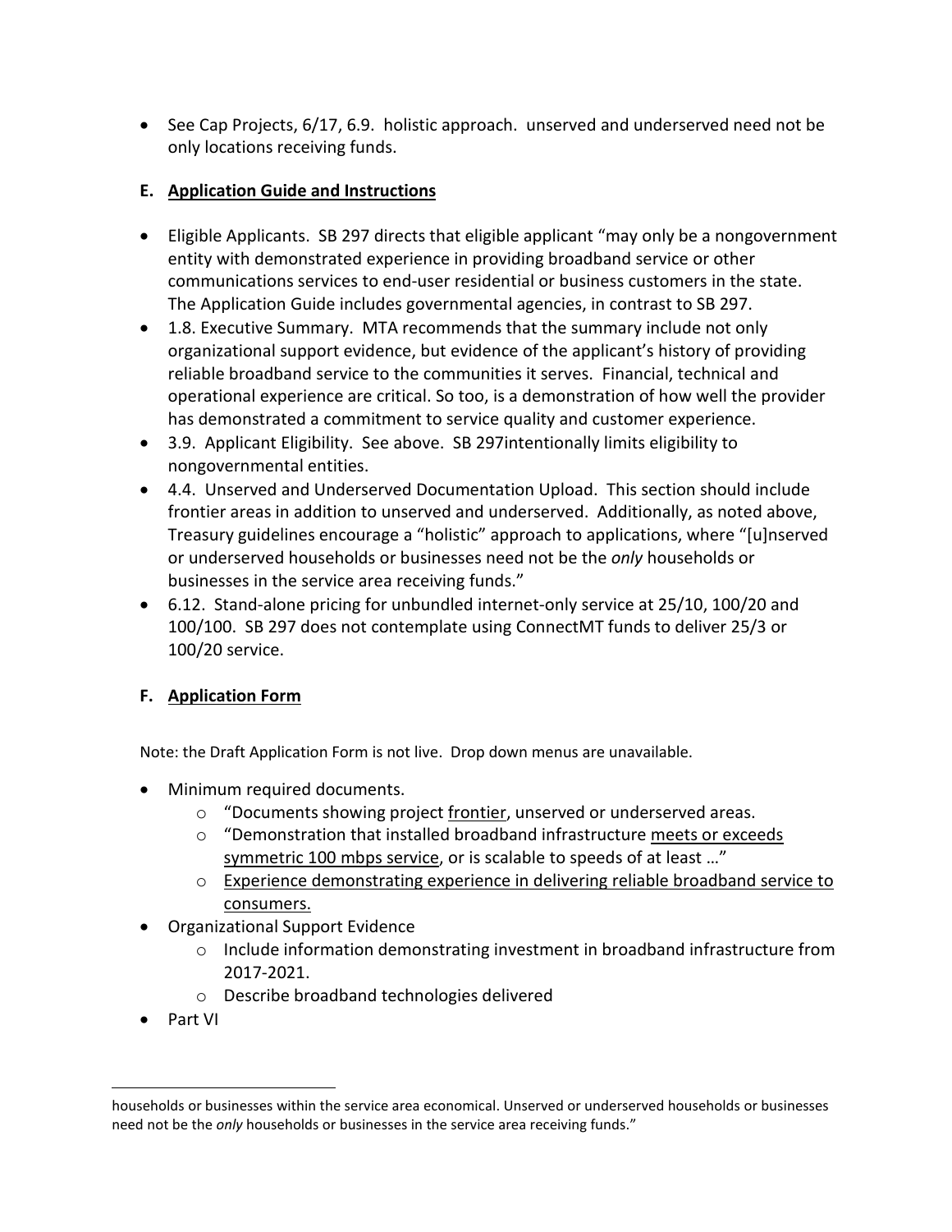- See Cap Projects, 6/17, 6.9. holistic approach. unserved and underserved need not be only locations receiving funds.

### E. <u>Application Guide and Instructions</u>

- Eligible Applicants. SB 297 directs that eligible applicant "may only be a nongovernment entity with demonstrated experience in providing broadband service or other communications services to end-user residential or business customers in the state. The Application Guide includes governmental agencies, in contrast to SB 297.
- 1.8. Executive Summary. MTA recommends that the summary include not only organizational support evidence, but evidence of the applicant's history of providing reliable broadband service to the communities it serves. Financial, technical and operational experience are critical. So too, is a demonstration of how well the provider has demonstrated a commitment to service quality and customer experience.
- 3.9. Applicant Eligibility. See above. SB 297intentionally limits eligibility to nongovernmental entities.
- 4.4. Unserved and Underserved Documentation Upload. This section should include frontier areas in addition to unserved and underserved. Additionally, as noted above, Treasury guidelines encourage a "holistic" approach to applications, where "[u]nserved or underserved households or businesses need not be the *only* households or businesses in the service area receiving funds."
- 6.12. Stand-alone pricing for unbundled internet-only service at 25/10, 100/20 and 100/100. SB 297 does not contemplate using ConnectMT funds to deliver 25/3 or 100/20 service.

### F. <u>Application Form</u>

Note: the Draft Application Form is not live. Drop down menus are unavailable.

- Minimum required documents.
  - "Documents showing project <u>frontier</u>, unserved or underserved areas.
  - "Demonstration that installed broadband infrastructure <u>meets or exceeds symmetric 100 mbps service</u>, or is scalable to speeds of at least …"
  - <u>Experience demonstrating experience in delivering reliable broadband service to consumers.</u>
- Organizational Support Evidence
  - Include information demonstrating investment in broadband infrastructure from 2017-2021.
  - Describe broadband technologies delivered
- Part VI

households or businesses within the service area economical. Unserved or underserved households or businesses need not be the *only* households or businesses in the service area receiving funds."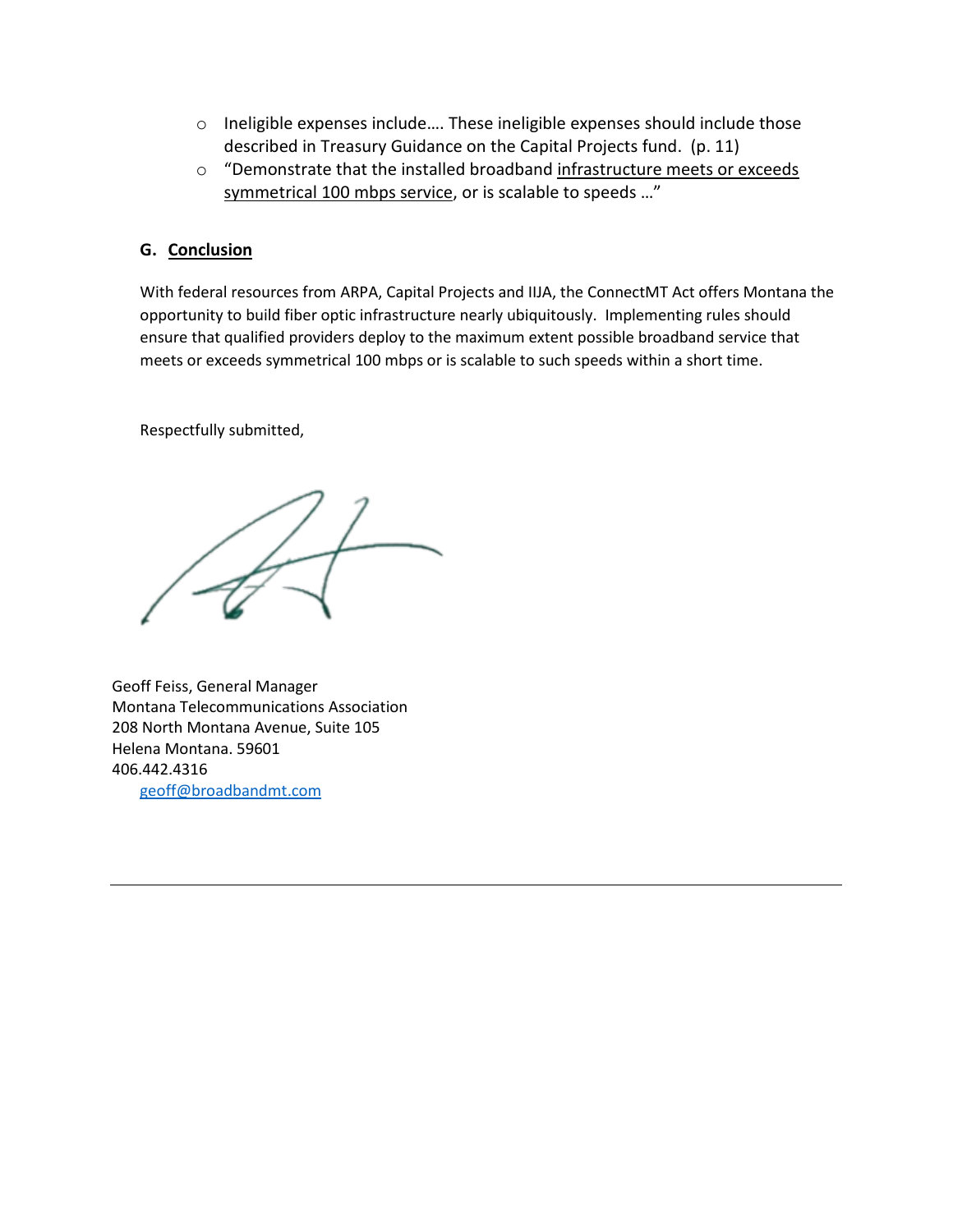- Ineligible expenses include…. These ineligible expenses should include those described in Treasury Guidance on the Capital Projects fund. (p. 11)
- "Demonstrate that the installed broadband infrastructure meets or exceeds symmetrical 100 mbps service, or is scalable to speeds …"

### G. Conclusion

With federal resources from ARPA, Capital Projects and IIJA, the ConnectMT Act offers Montana the opportunity to build fiber optic infrastructure nearly ubiquitously. Implementing rules should ensure that qualified providers deploy to the maximum extent possible broadband service that meets or exceeds symmetrical 100 mbps or is scalable to such speeds within a short time.

Respectfully submitted,

Geoff Feiss, General Manager
Montana Telecommunications Association
208 North Montana Avenue, Suite 105
Helena Montana. 59601
406.442.4316
geoff@broadbandmt.com